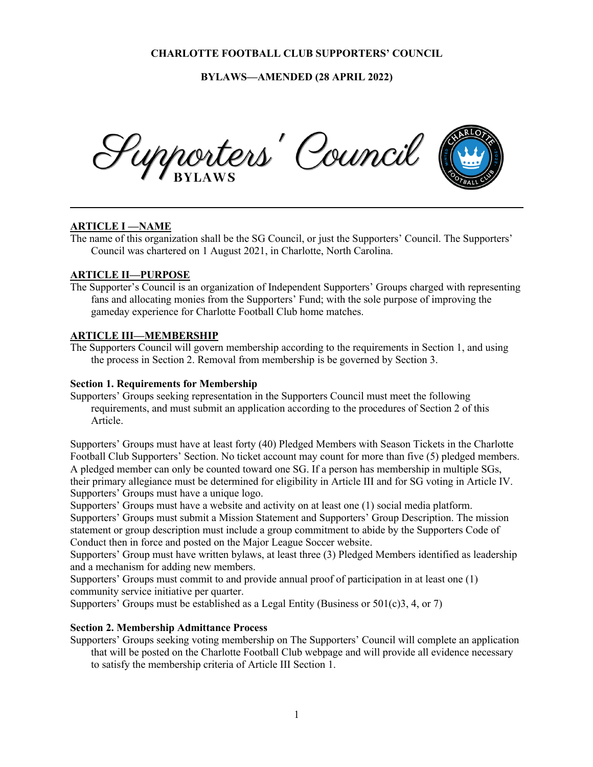**CHARLOTTE FOOTBALL CLUB SUPPORTERS' COUNCIL**

**BYLAWS—AMENDED (28 APRIL 2022)**

Supporters' Council
BYLAWS

## ARTICLE I —NAME

The name of this organization shall be the SG Council, or just the Supporters' Council. The Supporters' Council was chartered on 1 August 2021, in Charlotte, North Carolina.

## ARTICLE II—PURPOSE

The Supporter's Council is an organization of Independent Supporters' Groups charged with representing fans and allocating monies from the Supporters' Fund; with the sole purpose of improving the gameday experience for Charlotte Football Club home matches.

## ARTICLE III—MEMBERSHIP

The Supporters Council will govern membership according to the requirements in Section 1, and using the process in Section 2. Removal from membership is be governed by Section 3.

### Section 1. Requirements for Membership

Supporters' Groups seeking representation in the Supporters Council must meet the following requirements, and must submit an application according to the procedures of Section 2 of this Article.

Supporters' Groups must have at least forty (40) Pledged Members with Season Tickets in the Charlotte Football Club Supporters' Section. No ticket account may count for more than five (5) pledged members. A pledged member can only be counted toward one SG. If a person has membership in multiple SGs, their primary allegiance must be determined for eligibility in Article III and for SG voting in Article IV.

Supporters' Groups must have a unique logo.

Supporters' Groups must have a website and activity on at least one (1) social media platform.

Supporters' Groups must submit a Mission Statement and Supporters' Group Description. The mission statement or group description must include a group commitment to abide by the Supporters Code of Conduct then in force and posted on the Major League Soccer website.

Supporters' Group must have written bylaws, at least three (3) Pledged Members identified as leadership and a mechanism for adding new members.

Supporters' Groups must commit to and provide annual proof of participation in at least one (1) community service initiative per quarter.

Supporters' Groups must be established as a Legal Entity (Business or 501(c)3, 4, or 7)

### Section 2. Membership Admittance Process

Supporters' Groups seeking voting membership on The Supporters' Council will complete an application that will be posted on the Charlotte Football Club webpage and will provide all evidence necessary to satisfy the membership criteria of Article III Section 1.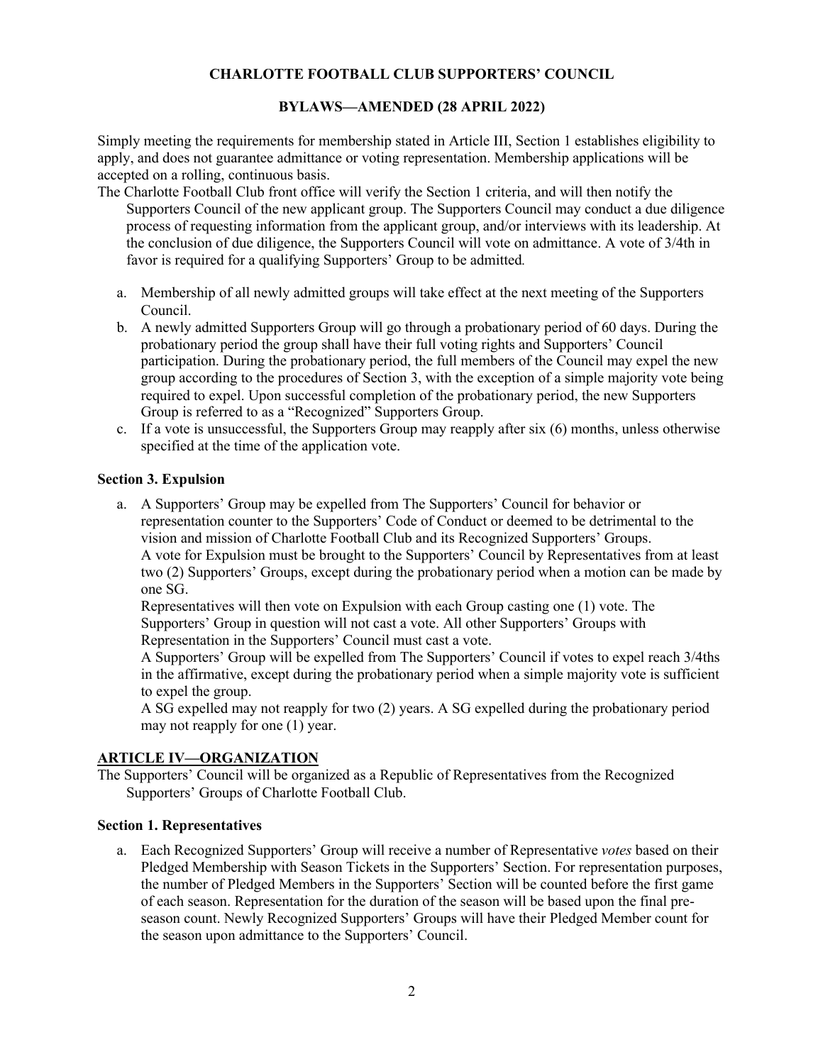**CHARLOTTE FOOTBALL CLUB SUPPORTERS' COUNCIL**

**BYLAWS—AMENDED (28 APRIL 2022)**

Simply meeting the requirements for membership stated in Article III, Section 1 establishes eligibility to apply, and does not guarantee admittance or voting representation. Membership applications will be accepted on a rolling, continuous basis.

The Charlotte Football Club front office will verify the Section 1 criteria, and will then notify the Supporters Council of the new applicant group. The Supporters Council may conduct a due diligence process of requesting information from the applicant group, and/or interviews with its leadership. At the conclusion of due diligence, the Supporters Council will vote on admittance. A vote of 3/4th in favor is required for a qualifying Supporters' Group to be admitted.

a. Membership of all newly admitted groups will take effect at the next meeting of the Supporters Council.
b. A newly admitted Supporters Group will go through a probationary period of 60 days. During the probationary period the group shall have their full voting rights and Supporters' Council participation. During the probationary period, the full members of the Council may expel the new group according to the procedures of Section 3, with the exception of a simple majority vote being required to expel. Upon successful completion of the probationary period, the new Supporters Group is referred to as a "Recognized" Supporters Group.
c. If a vote is unsuccessful, the Supporters Group may reapply after six (6) months, unless otherwise specified at the time of the application vote.

**Section 3. Expulsion**

a. A Supporters' Group may be expelled from The Supporters' Council for behavior or representation counter to the Supporters' Code of Conduct or deemed to be detrimental to the vision and mission of Charlotte Football Club and its Recognized Supporters' Groups.
   A vote for Expulsion must be brought to the Supporters' Council by Representatives from at least two (2) Supporters' Groups, except during the probationary period when a motion can be made by one SG.
   Representatives will then vote on Expulsion with each Group casting one (1) vote. The Supporters' Group in question will not cast a vote. All other Supporters' Groups with Representation in the Supporters' Council must cast a vote.
   A Supporters' Group will be expelled from The Supporters' Council if votes to expel reach 3/4ths in the affirmative, except during the probationary period when a simple majority vote is sufficient to expel the group.
   A SG expelled may not reapply for two (2) years. A SG expelled during the probationary period may not reapply for one (1) year.

## ARTICLE IV—ORGANIZATION

The Supporters' Council will be organized as a Republic of Representatives from the Recognized Supporters' Groups of Charlotte Football Club.

**Section 1. Representatives**

a. Each Recognized Supporters' Group will receive a number of Representative *votes* based on their Pledged Membership with Season Tickets in the Supporters' Section. For representation purposes, the number of Pledged Members in the Supporters' Section will be counted before the first game of each season. Representation for the duration of the season will be based upon the final pre-season count. Newly Recognized Supporters' Groups will have their Pledged Member count for the season upon admittance to the Supporters' Council.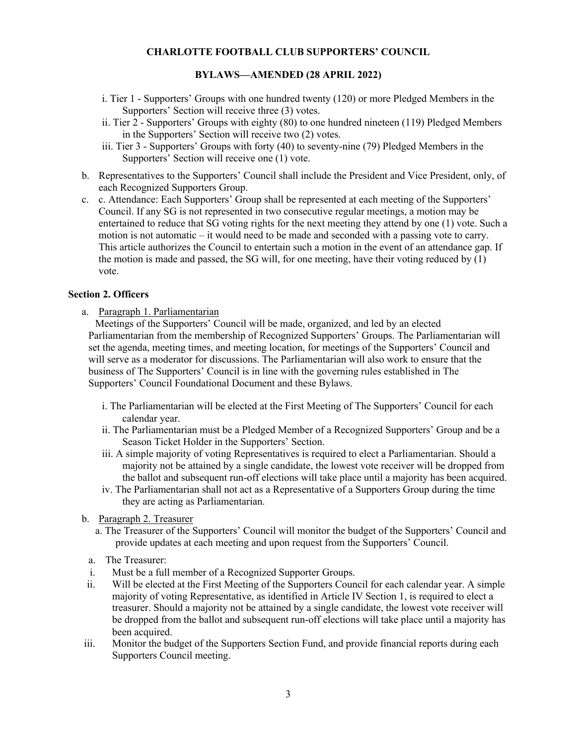i. Tier 1 - Supporters' Groups with one hundred twenty (120) or more Pledged Members in the Supporters' Section will receive three (3) votes.

ii. Tier 2 - Supporters' Groups with eighty (80) to one hundred nineteen (119) Pledged Members in the Supporters' Section will receive two (2) votes.

iii. Tier 3 - Supporters' Groups with forty (40) to seventy-nine (79) Pledged Members in the Supporters' Section will receive one (1) vote.

b. Representatives to the Supporters' Council shall include the President and Vice President, only, of each Recognized Supporters Group.

c. c. Attendance: Each Supporters' Group shall be represented at each meeting of the Supporters' Council. If any SG is not represented in two consecutive regular meetings, a motion may be entertained to reduce that SG voting rights for the next meeting they attend by one (1) vote. Such a motion is not automatic – it would need to be made and seconded with a passing vote to carry. This article authorizes the Council to entertain such a motion in the event of an attendance gap. If the motion is made and passed, the SG will, for one meeting, have their voting reduced by (1) vote.

### Section 2. Officers

a. <u>Paragraph 1. Parliamentarian</u>

Meetings of the Supporters' Council will be made, organized, and led by an elected Parliamentarian from the membership of Recognized Supporters' Groups. The Parliamentarian will set the agenda, meeting times, and meeting location, for meetings of the Supporters' Council and will serve as a moderator for discussions. The Parliamentarian will also work to ensure that the business of The Supporters' Council is in line with the governing rules established in The Supporters' Council Foundational Document and these Bylaws.

i. The Parliamentarian will be elected at the First Meeting of The Supporters' Council for each calendar year.

ii. The Parliamentarian must be a Pledged Member of a Recognized Supporters' Group and be a Season Ticket Holder in the Supporters' Section.

iii. A simple majority of voting Representatives is required to elect a Parliamentarian. Should a majority not be attained by a single candidate, the lowest vote receiver will be dropped from the ballot and subsequent run-off elections will take place until a majority has been acquired.

iv. The Parliamentarian shall not act as a Representative of a Supporters Group during the time they are acting as Parliamentarian.

b. <u>Paragraph 2. Treasurer</u>

a. The Treasurer of the Supporters' Council will monitor the budget of the Supporters' Council and provide updates at each meeting and upon request from the Supporters' Council.

a. The Treasurer:

i. Must be a full member of a Recognized Supporter Groups.

ii. Will be elected at the First Meeting of the Supporters Council for each calendar year. A simple majority of voting Representative, as identified in Article IV Section 1, is required to elect a treasurer. Should a majority not be attained by a single candidate, the lowest vote receiver will be dropped from the ballot and subsequent run-off elections will take place until a majority has been acquired.

iii. Monitor the budget of the Supporters Section Fund, and provide financial reports during each Supporters Council meeting.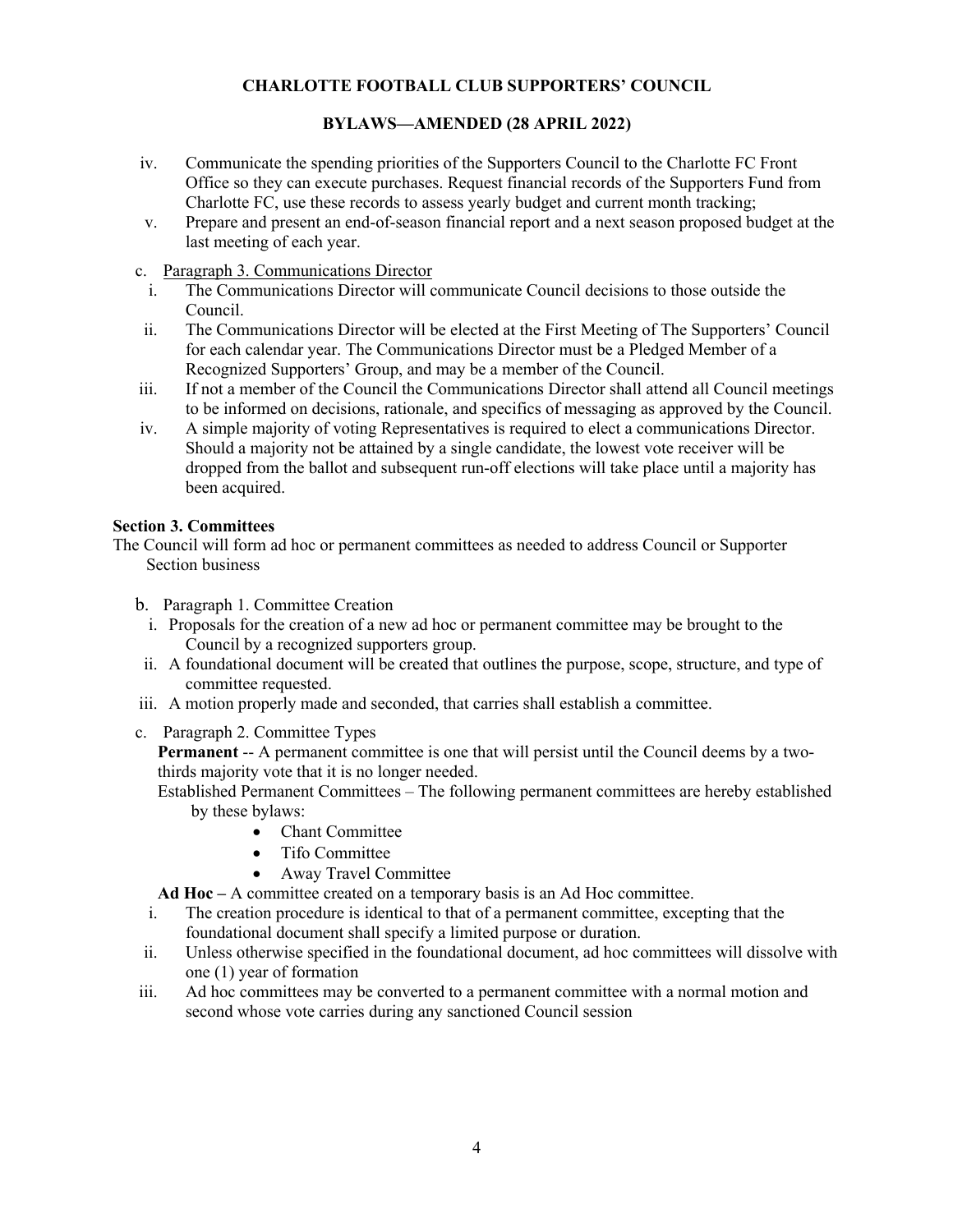iv. Communicate the spending priorities of the Supporters Council to the Charlotte FC Front Office so they can execute purchases. Request financial records of the Supporters Fund from Charlotte FC, use these records to assess yearly budget and current month tracking;

v. Prepare and present an end-of-season financial report and a next season proposed budget at the last meeting of each year.

c. Paragraph 3. Communications Director

i. The Communications Director will communicate Council decisions to those outside the Council.

ii. The Communications Director will be elected at the First Meeting of The Supporters' Council for each calendar year. The Communications Director must be a Pledged Member of a Recognized Supporters' Group, and may be a member of the Council.

iii. If not a member of the Council the Communications Director shall attend all Council meetings to be informed on decisions, rationale, and specifics of messaging as approved by the Council.

iv. A simple majority of voting Representatives is required to elect a communications Director. Should a majority not be attained by a single candidate, the lowest vote receiver will be dropped from the ballot and subsequent run-off elections will take place until a majority has been acquired.

**Section 3. Committees**

The Council will form ad hoc or permanent committees as needed to address Council or Supporter Section business

b. Paragraph 1. Committee Creation

i. Proposals for the creation of a new ad hoc or permanent committee may be brought to the Council by a recognized supporters group.

ii. A foundational document will be created that outlines the purpose, scope, structure, and type of committee requested.

iii. A motion properly made and seconded, that carries shall establish a committee.

c. Paragraph 2. Committee Types

**Permanent** -- A permanent committee is one that will persist until the Council deems by a two-thirds majority vote that it is no longer needed.

Established Permanent Committees – The following permanent committees are hereby established by these bylaws:

- Chant Committee
- Tifo Committee
- Away Travel Committee

**Ad Hoc –** A committee created on a temporary basis is an Ad Hoc committee.

i. The creation procedure is identical to that of a permanent committee, excepting that the foundational document shall specify a limited purpose or duration.

ii. Unless otherwise specified in the foundational document, ad hoc committees will dissolve with one (1) year of formation

iii. Ad hoc committees may be converted to a permanent committee with a normal motion and second whose vote carries during any sanctioned Council session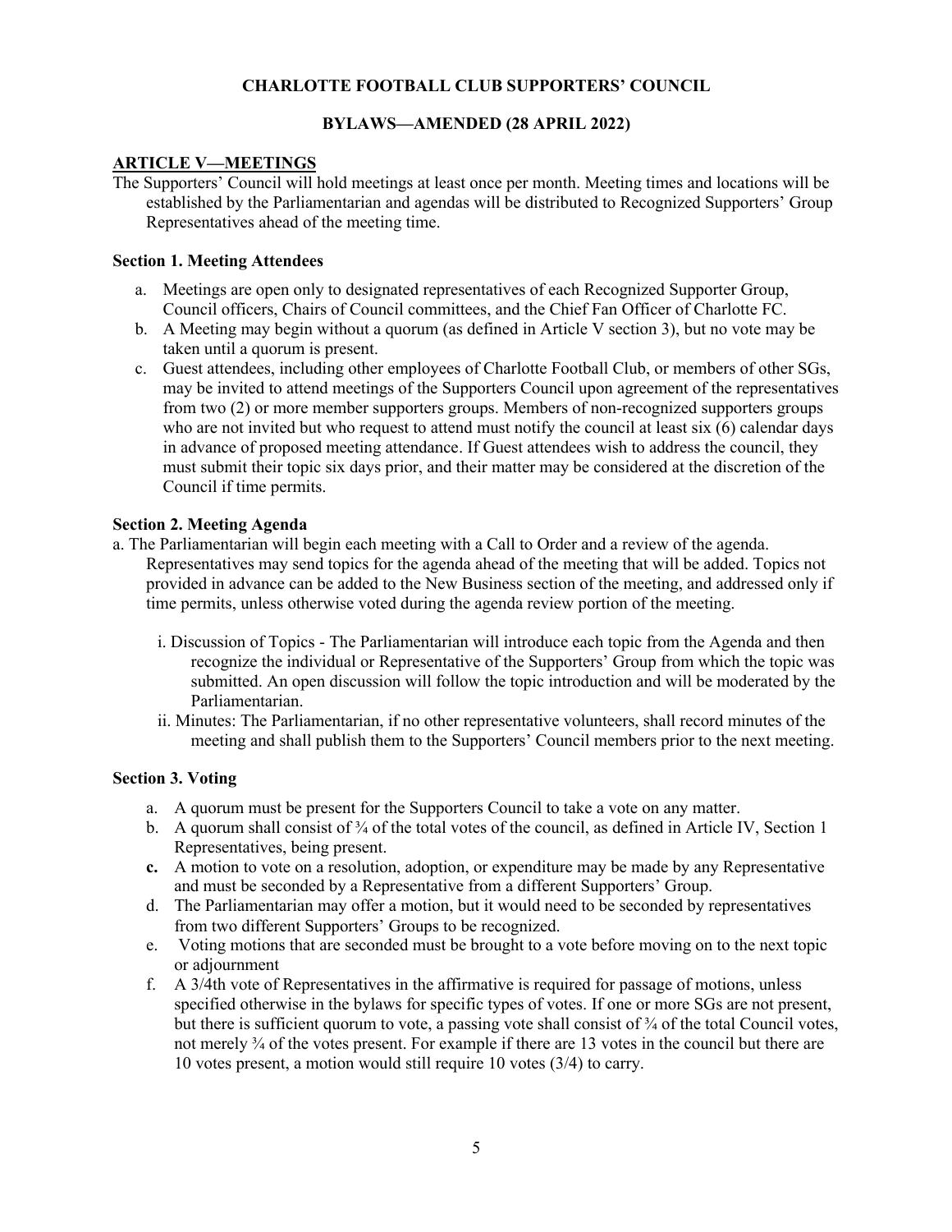**CHARLOTTE FOOTBALL CLUB SUPPORTERS' COUNCIL**

**BYLAWS—AMENDED (28 APRIL 2022)**

## ARTICLE V—MEETINGS

The Supporters' Council will hold meetings at least once per month. Meeting times and locations will be established by the Parliamentarian and agendas will be distributed to Recognized Supporters' Group Representatives ahead of the meeting time.

### Section 1. Meeting Attendees

a. Meetings are open only to designated representatives of each Recognized Supporter Group, Council officers, Chairs of Council committees, and the Chief Fan Officer of Charlotte FC.
b. A Meeting may begin without a quorum (as defined in Article V section 3), but no vote may be taken until a quorum is present.
c. Guest attendees, including other employees of Charlotte Football Club, or members of other SGs, may be invited to attend meetings of the Supporters Council upon agreement of the representatives from two (2) or more member supporters groups. Members of non-recognized supporters groups who are not invited but who request to attend must notify the council at least six (6) calendar days in advance of proposed meeting attendance. If Guest attendees wish to address the council, they must submit their topic six days prior, and their matter may be considered at the discretion of the Council if time permits.

### Section 2. Meeting Agenda

a. The Parliamentarian will begin each meeting with a Call to Order and a review of the agenda. Representatives may send topics for the agenda ahead of the meeting that will be added. Topics not provided in advance can be added to the New Business section of the meeting, and addressed only if time permits, unless otherwise voted during the agenda review portion of the meeting.

   i. Discussion of Topics - The Parliamentarian will introduce each topic from the Agenda and then recognize the individual or Representative of the Supporters' Group from which the topic was submitted. An open discussion will follow the topic introduction and will be moderated by the Parliamentarian.
   ii. Minutes: The Parliamentarian, if no other representative volunteers, shall record minutes of the meeting and shall publish them to the Supporters' Council members prior to the next meeting.

### Section 3. Voting

a. A quorum must be present for the Supporters Council to take a vote on any matter.
b. A quorum shall consist of ¾ of the total votes of the council, as defined in Article IV, Section 1 Representatives, being present.
**c.** A motion to vote on a resolution, adoption, or expenditure may be made by any Representative and must be seconded by a Representative from a different Supporters' Group.
d. The Parliamentarian may offer a motion, but it would need to be seconded by representatives from two different Supporters' Groups to be recognized.
e. Voting motions that are seconded must be brought to a vote before moving on to the next topic or adjournment
f. A 3/4th vote of Representatives in the affirmative is required for passage of motions, unless specified otherwise in the bylaws for specific types of votes. If one or more SGs are not present, but there is sufficient quorum to vote, a passing vote shall consist of ¾ of the total Council votes, not merely ¾ of the votes present. For example if there are 13 votes in the council but there are 10 votes present, a motion would still require 10 votes (3/4) to carry.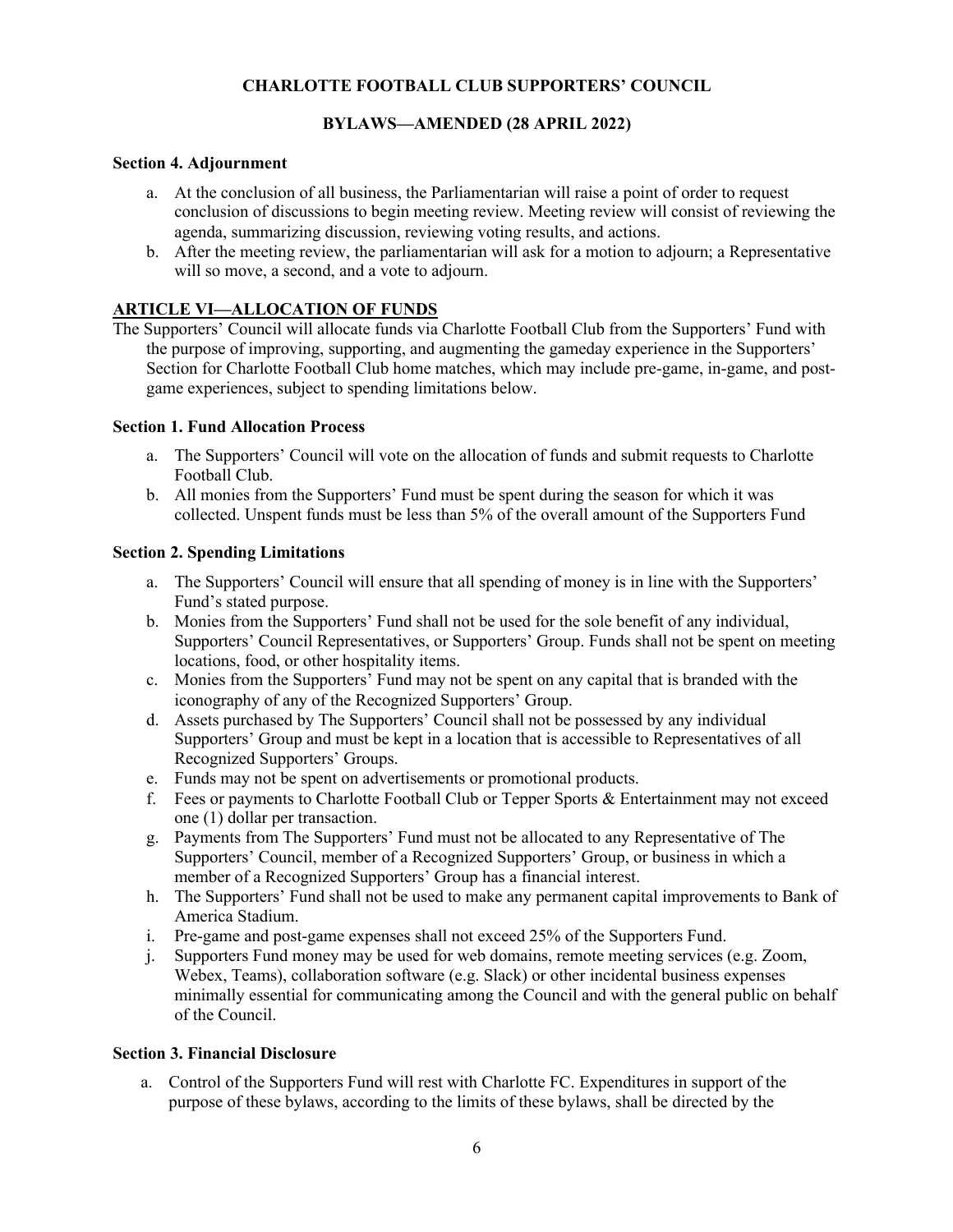**Section 4. Adjournment**

a. At the conclusion of all business, the Parliamentarian will raise a point of order to request conclusion of discussions to begin meeting review. Meeting review will consist of reviewing the agenda, summarizing discussion, reviewing voting results, and actions.
b. After the meeting review, the parliamentarian will ask for a motion to adjourn; a Representative will so move, a second, and a vote to adjourn.

## ARTICLE VI—ALLOCATION OF FUNDS

The Supporters' Council will allocate funds via Charlotte Football Club from the Supporters' Fund with the purpose of improving, supporting, and augmenting the gameday experience in the Supporters' Section for Charlotte Football Club home matches, which may include pre-game, in-game, and post-game experiences, subject to spending limitations below.

**Section 1. Fund Allocation Process**

a. The Supporters' Council will vote on the allocation of funds and submit requests to Charlotte Football Club.
b. All monies from the Supporters' Fund must be spent during the season for which it was collected. Unspent funds must be less than 5% of the overall amount of the Supporters Fund

**Section 2. Spending Limitations**

a. The Supporters' Council will ensure that all spending of money is in line with the Supporters' Fund's stated purpose.
b. Monies from the Supporters' Fund shall not be used for the sole benefit of any individual, Supporters' Council Representatives, or Supporters' Group. Funds shall not be spent on meeting locations, food, or other hospitality items.
c. Monies from the Supporters' Fund may not be spent on any capital that is branded with the iconography of any of the Recognized Supporters' Group.
d. Assets purchased by The Supporters' Council shall not be possessed by any individual Supporters' Group and must be kept in a location that is accessible to Representatives of all Recognized Supporters' Groups.
e. Funds may not be spent on advertisements or promotional products.
f. Fees or payments to Charlotte Football Club or Tepper Sports & Entertainment may not exceed one (1) dollar per transaction.
g. Payments from The Supporters' Fund must not be allocated to any Representative of The Supporters' Council, member of a Recognized Supporters' Group, or business in which a member of a Recognized Supporters' Group has a financial interest.
h. The Supporters' Fund shall not be used to make any permanent capital improvements to Bank of America Stadium.
i. Pre-game and post-game expenses shall not exceed 25% of the Supporters Fund.
j. Supporters Fund money may be used for web domains, remote meeting services (e.g. Zoom, Webex, Teams), collaboration software (e.g. Slack) or other incidental business expenses minimally essential for communicating among the Council and with the general public on behalf of the Council.

**Section 3. Financial Disclosure**

a. Control of the Supporters Fund will rest with Charlotte FC. Expenditures in support of the purpose of these bylaws, according to the limits of these bylaws, shall be directed by the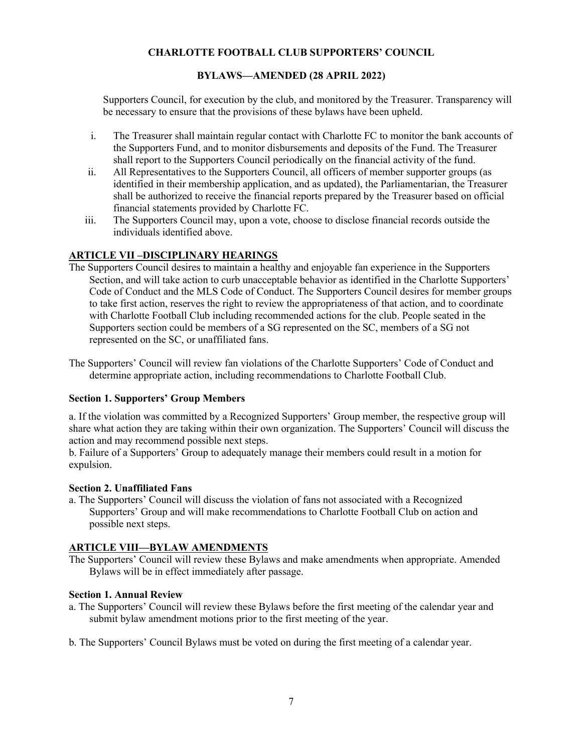Supporters Council, for execution by the club, and monitored by the Treasurer. Transparency will be necessary to ensure that the provisions of these bylaws have been upheld.

i. The Treasurer shall maintain regular contact with Charlotte FC to monitor the bank accounts of the Supporters Fund, and to monitor disbursements and deposits of the Fund. The Treasurer shall report to the Supporters Council periodically on the financial activity of the fund.
ii. All Representatives to the Supporters Council, all officers of member supporter groups (as identified in their membership application, and as updated), the Parliamentarian, the Treasurer shall be authorized to receive the financial reports prepared by the Treasurer based on official financial statements provided by Charlotte FC.
iii. The Supporters Council may, upon a vote, choose to disclose financial records outside the individuals identified above.

## ARTICLE VII –DISCIPLINARY HEARINGS

The Supporters Council desires to maintain a healthy and enjoyable fan experience in the Supporters Section, and will take action to curb unacceptable behavior as identified in the Charlotte Supporters' Code of Conduct and the MLS Code of Conduct. The Supporters Council desires for member groups to take first action, reserves the right to review the appropriateness of that action, and to coordinate with Charlotte Football Club including recommended actions for the club. People seated in the Supporters section could be members of a SG represented on the SC, members of a SG not represented on the SC, or unaffiliated fans.

The Supporters' Council will review fan violations of the Charlotte Supporters' Code of Conduct and determine appropriate action, including recommendations to Charlotte Football Club.

### Section 1. Supporters' Group Members

a. If the violation was committed by a Recognized Supporters' Group member, the respective group will share what action they are taking within their own organization. The Supporters' Council will discuss the action and may recommend possible next steps.
b. Failure of a Supporters' Group to adequately manage their members could result in a motion for expulsion.

### Section 2. Unaffiliated Fans

a. The Supporters' Council will discuss the violation of fans not associated with a Recognized Supporters' Group and will make recommendations to Charlotte Football Club on action and possible next steps.

## ARTICLE VIII—BYLAW AMENDMENTS

The Supporters' Council will review these Bylaws and make amendments when appropriate. Amended Bylaws will be in effect immediately after passage.

### Section 1. Annual Review

a. The Supporters' Council will review these Bylaws before the first meeting of the calendar year and submit bylaw amendment motions prior to the first meeting of the year.

b. The Supporters' Council Bylaws must be voted on during the first meeting of a calendar year.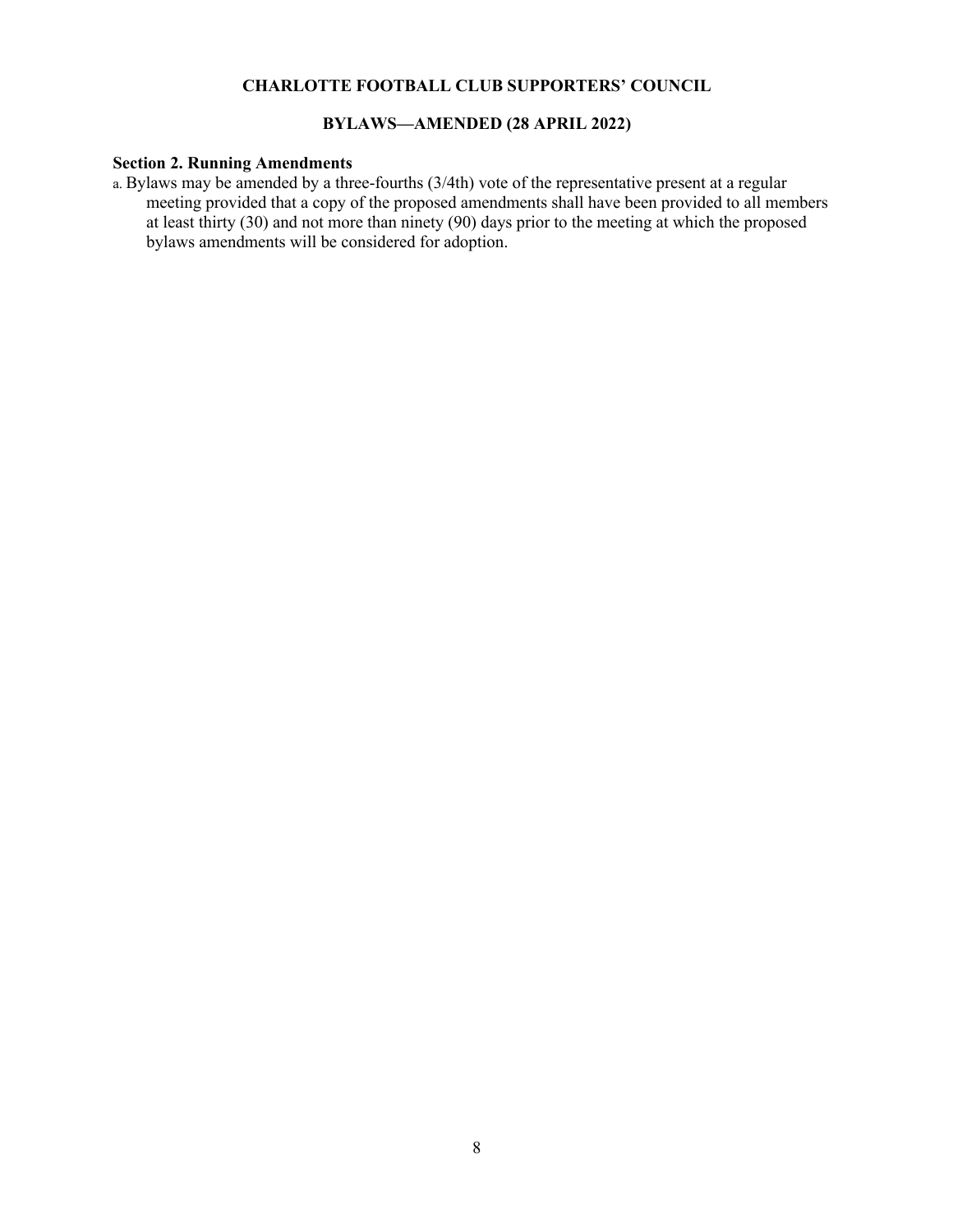**CHARLOTTE FOOTBALL CLUB SUPPORTERS' COUNCIL**

**BYLAWS—AMENDED (28 APRIL 2022)**

**Section 2. Running Amendments**

a. Bylaws may be amended by a three-fourths (3/4th) vote of the representative present at a regular meeting provided that a copy of the proposed amendments shall have been provided to all members at least thirty (30) and not more than ninety (90) days prior to the meeting at which the proposed bylaws amendments will be considered for adoption.